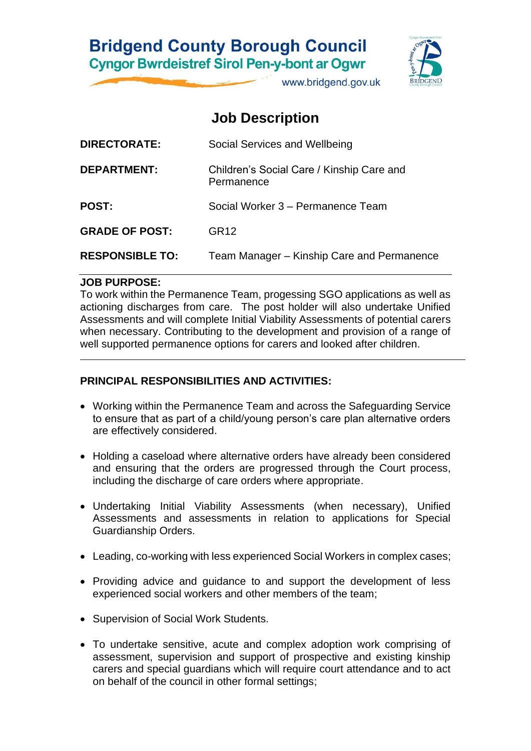# Bridgend County Borough Council
## Cyngor Bwrdeistref Sirol Pen-y-bont ar Ogwr

www.bridgend.gov.uk

## Job Description

| | |
|---|---|
| **DIRECTORATE:** | Social Services and Wellbeing |
| **DEPARTMENT:** | Children's Social Care / Kinship Care and Permanence |
| **POST:** | Social Worker 3 – Permanence Team |
| **GRADE OF POST:** | GR12 |
| **RESPONSIBLE TO:** | Team Manager – Kinship Care and Permanence |

**JOB PURPOSE:**
To work within the Permanence Team, progessing SGO applications as well as actioning discharges from care. The post holder will also undertake Unified Assessments and will complete Initial Viability Assessments of potential carers when necessary. Contributing to the development and provision of a range of well supported permanence options for carers and looked after children.

**PRINCIPAL RESPONSIBILITIES AND ACTIVITIES:**

- Working within the Permanence Team and across the Safeguarding Service to ensure that as part of a child/young person's care plan alternative orders are effectively considered.
- Holding a caseload where alternative orders have already been considered and ensuring that the orders are progressed through the Court process, including the discharge of care orders where appropriate.
- Undertaking Initial Viability Assessments (when necessary), Unified Assessments and assessments in relation to applications for Special Guardianship Orders.
- Leading, co-working with less experienced Social Workers in complex cases;
- Providing advice and guidance to and support the development of less experienced social workers and other members of the team;
- Supervision of Social Work Students.
- To undertake sensitive, acute and complex adoption work comprising of assessment, supervision and support of prospective and existing kinship carers and special guardians which will require court attendance and to act on behalf of the council in other formal settings;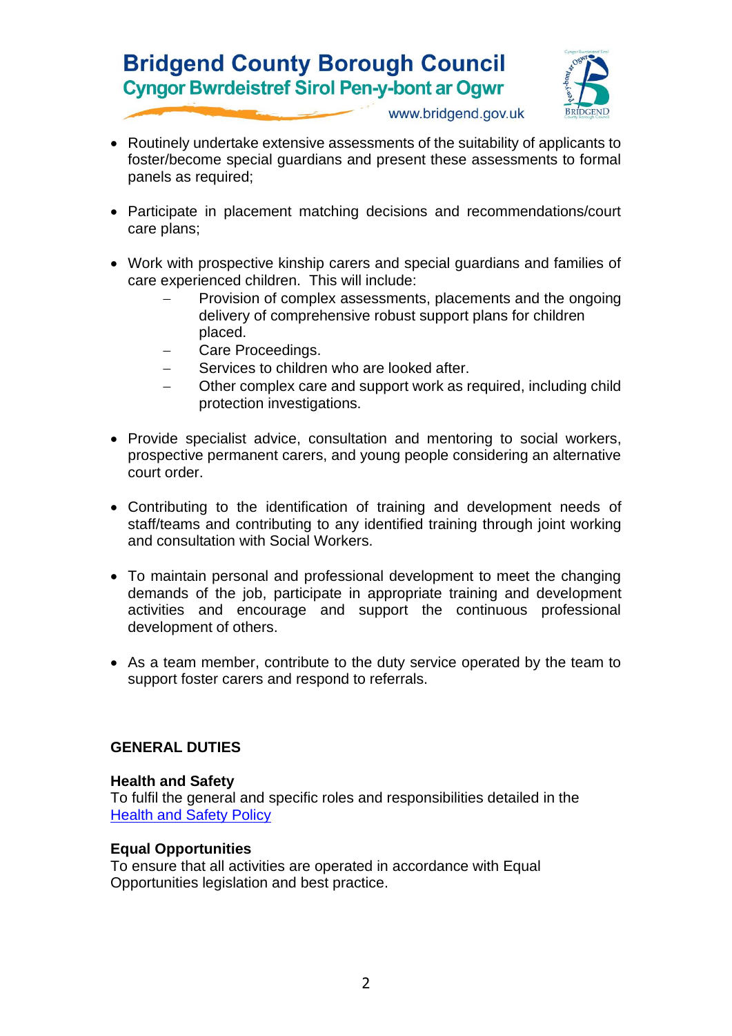- Routinely undertake extensive assessments of the suitability of applicants to foster/become special guardians and present these assessments to formal panels as required;

- Participate in placement matching decisions and recommendations/court care plans;

- Work with prospective kinship carers and special guardians and families of care experienced children. This will include:
  - Provision of complex assessments, placements and the ongoing delivery of comprehensive robust support plans for children placed.
  - Care Proceedings.
  - Services to children who are looked after.
  - Other complex care and support work as required, including child protection investigations.

- Provide specialist advice, consultation and mentoring to social workers, prospective permanent carers, and young people considering an alternative court order.

- Contributing to the identification of training and development needs of staff/teams and contributing to any identified training through joint working and consultation with Social Workers.

- To maintain personal and professional development to meet the changing demands of the job, participate in appropriate training and development activities and encourage and support the continuous professional development of others.

- As a team member, contribute to the duty service operated by the team to support foster carers and respond to referrals.

## GENERAL DUTIES

**Health and Safety**
To fulfil the general and specific roles and responsibilities detailed in the Health and Safety Policy

**Equal Opportunities**
To ensure that all activities are operated in accordance with Equal Opportunities legislation and best practice.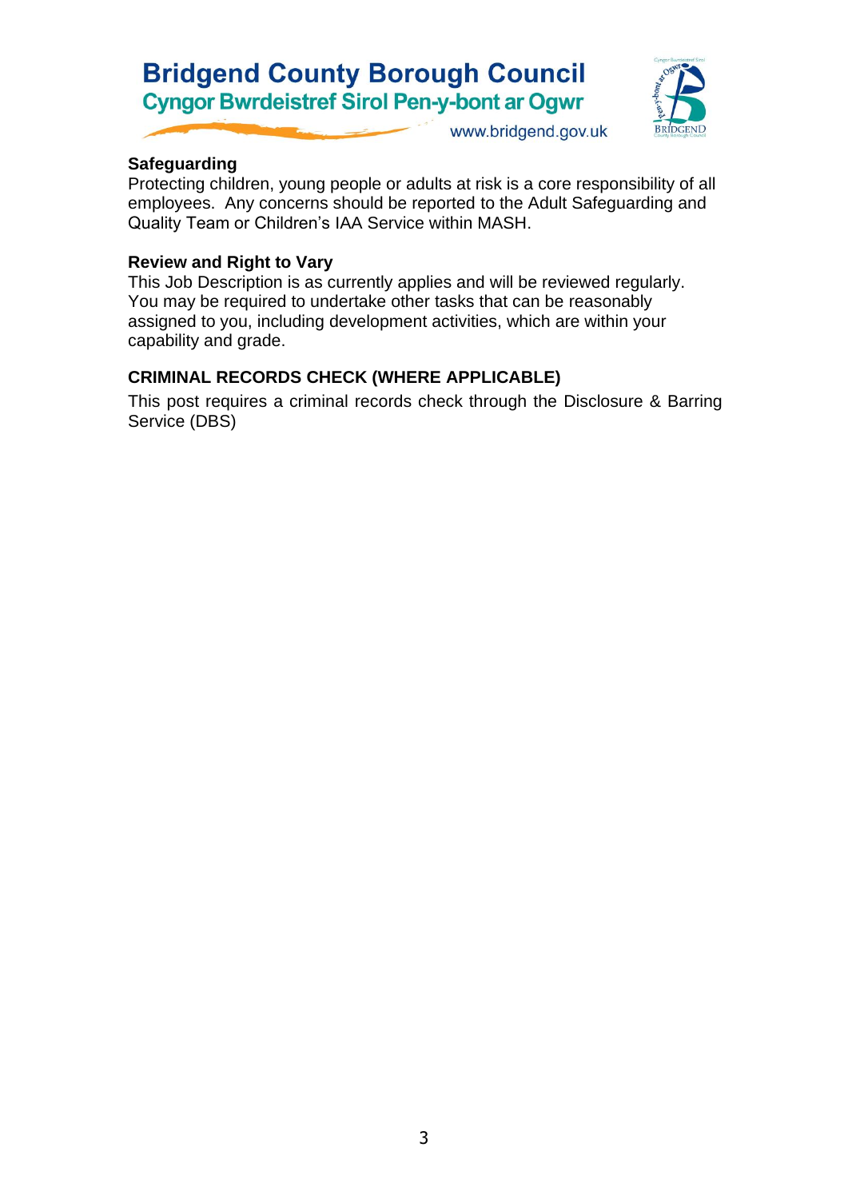**Safeguarding**

Protecting children, young people or adults at risk is a core responsibility of all employees. Any concerns should be reported to the Adult Safeguarding and Quality Team or Children's IAA Service within MASH.

**Review and Right to Vary**

This Job Description is as currently applies and will be reviewed regularly. You may be required to undertake other tasks that can be reasonably assigned to you, including development activities, which are within your capability and grade.

**CRIMINAL RECORDS CHECK (WHERE APPLICABLE)**

This post requires a criminal records check through the Disclosure & Barring Service (DBS)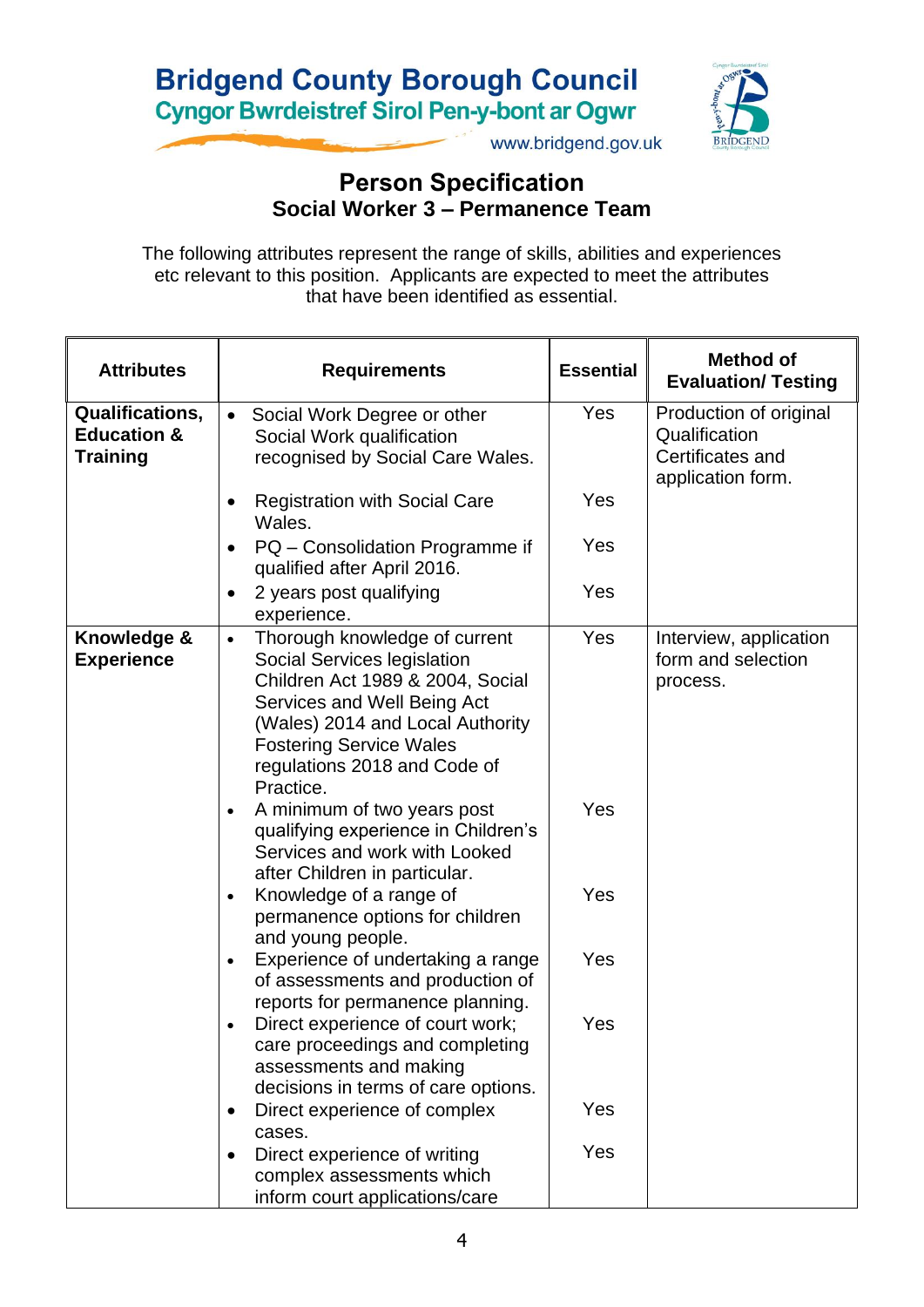**Bridgend County Borough Council**
**Cyngor Bwrdeistref Sirol Pen-y-bont ar Ogwr**
www.bridgend.gov.uk

## Person Specification
### Social Worker 3 – Permanence Team

The following attributes represent the range of skills, abilities and experiences etc relevant to this position. Applicants are expected to meet the attributes that have been identified as essential.

| Attributes | Requirements | Essential | Method of Evaluation/ Testing |
|---|---|---|---|
| **Qualifications, Education & Training** | • Social Work Degree or other Social Work qualification recognised by Social Care Wales. | Yes | Production of original Qualification Certificates and application form. |
| | • Registration with Social Care Wales. | Yes | |
| | • PQ – Consolidation Programme if qualified after April 2016. | Yes | |
| | • 2 years post qualifying experience. | Yes | |
| **Knowledge & Experience** | • Thorough knowledge of current Social Services legislation Children Act 1989 & 2004, Social Services and Well Being Act (Wales) 2014 and Local Authority Fostering Service Wales regulations 2018 and Code of Practice. | Yes | Interview, application form and selection process. |
| | • A minimum of two years post qualifying experience in Children's Services and work with Looked after Children in particular. | Yes | |
| | • Knowledge of a range of permanence options for children and young people. | Yes | |
| | • Experience of undertaking a range of assessments and production of reports for permanence planning. | Yes | |
| | • Direct experience of court work; care proceedings and completing assessments and making decisions in terms of care options. | Yes | |
| | • Direct experience of complex cases. | Yes | |
| | • Direct experience of writing complex assessments which inform court applications/care | Yes | |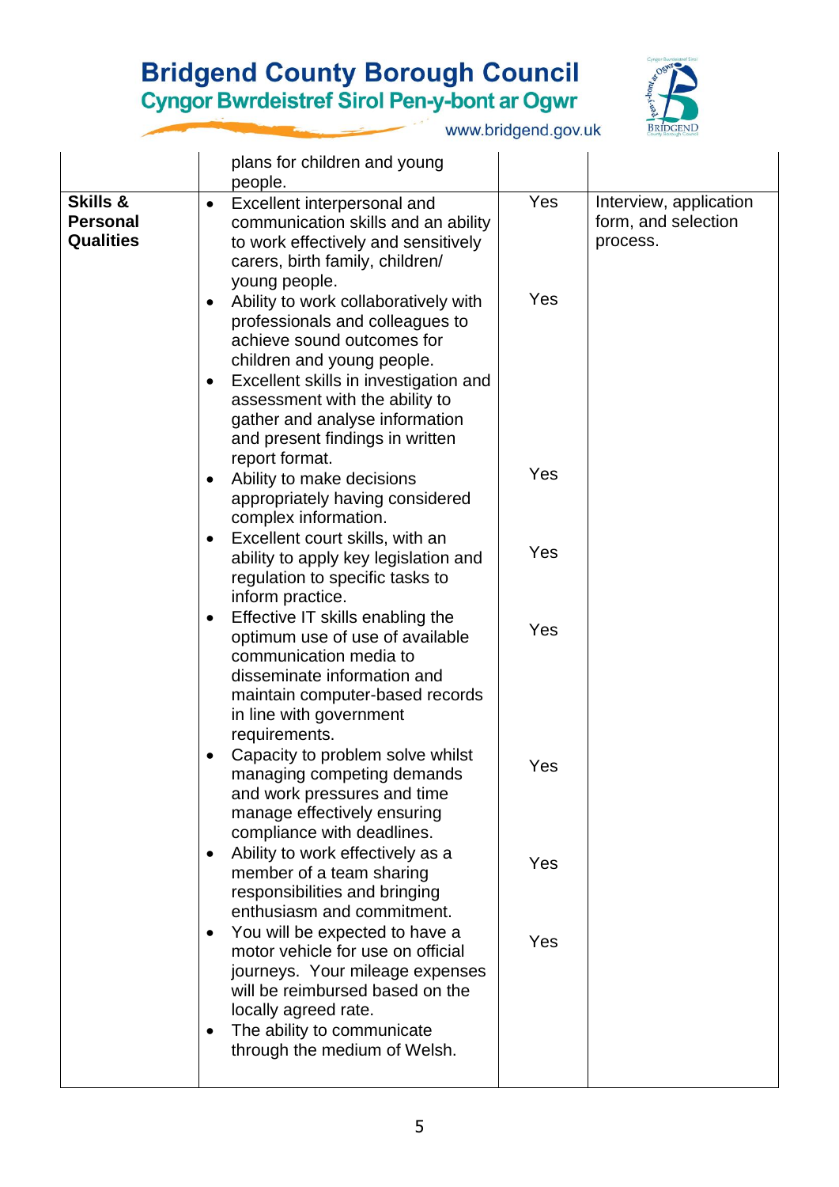| | | | |
|---|---|---|---|
| | plans for children and young people. | | |
| **Skills & Personal Qualities** | • Excellent interpersonal and communication skills and an ability to work effectively and sensitively carers, birth family, children/ young people.<br>• Ability to work collaboratively with professionals and colleagues to achieve sound outcomes for children and young people.<br>• Excellent skills in investigation and assessment with the ability to gather and analyse information and present findings in written report format.<br>• Ability to make decisions appropriately having considered complex information.<br>• Excellent court skills, with an ability to apply key legislation and regulation to specific tasks to inform practice.<br>• Effective IT skills enabling the optimum use of use of available communication media to disseminate information and maintain computer-based records in line with government requirements.<br>• Capacity to problem solve whilst managing competing demands and work pressures and time manage effectively ensuring compliance with deadlines.<br>• Ability to work effectively as a member of a team sharing responsibilities and bringing enthusiasm and commitment.<br>• You will be expected to have a motor vehicle for use on official journeys. Your mileage expenses will be reimbursed based on the locally agreed rate.<br>• The ability to communicate through the medium of Welsh. | Yes<br>Yes<br>Yes<br>Yes<br>Yes<br>Yes<br>Yes<br>Yes | Interview, application form, and selection process. |